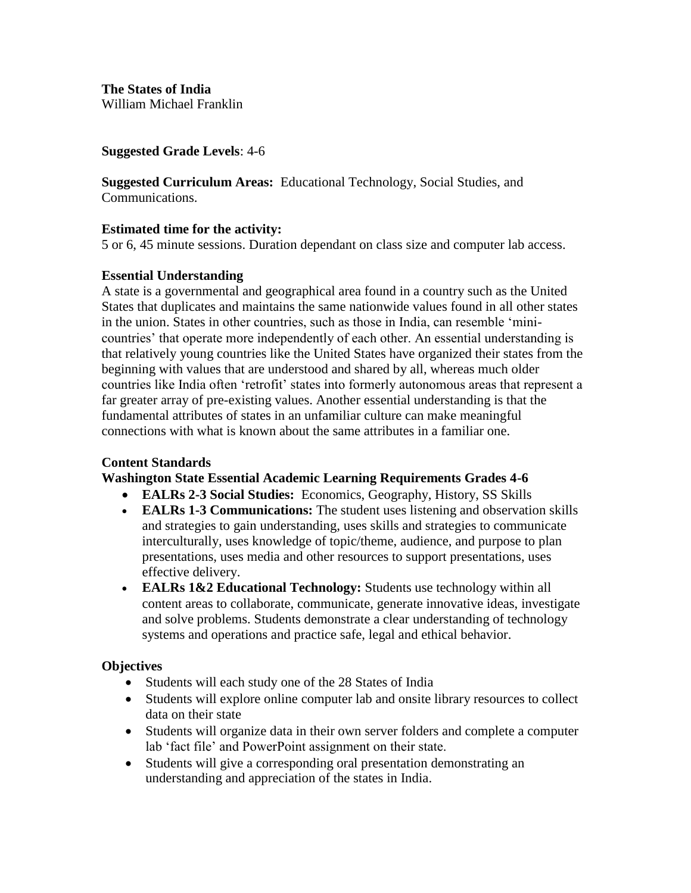**The States of India**
William Michael Franklin

**Suggested Grade Levels**: 4-6

**Suggested Curriculum Areas:** Educational Technology, Social Studies, and Communications.

**Estimated time for the activity:**
5 or 6, 45 minute sessions. Duration dependant on class size and computer lab access.

**Essential Understanding**
A state is a governmental and geographical area found in a country such as the United States that duplicates and maintains the same nationwide values found in all other states in the union. States in other countries, such as those in India, can resemble 'mini-countries' that operate more independently of each other. An essential understanding is that relatively young countries like the United States have organized their states from the beginning with values that are understood and shared by all, whereas much older countries like India often 'retrofit' states into formerly autonomous areas that represent a far greater array of pre-existing values. Another essential understanding is that the fundamental attributes of states in an unfamiliar culture can make meaningful connections with what is known about the same attributes in a familiar one.

**Content Standards**

**Washington State Essential Academic Learning Requirements Grades 4-6**

- **EALRs 2-3 Social Studies:** Economics, Geography, History, SS Skills
- **EALRs 1-3 Communications:** The student uses listening and observation skills and strategies to gain understanding, uses skills and strategies to communicate interculturally, uses knowledge of topic/theme, audience, and purpose to plan presentations, uses media and other resources to support presentations, uses effective delivery.
- **EALRs 1&2 Educational Technology:** Students use technology within all content areas to collaborate, communicate, generate innovative ideas, investigate and solve problems. Students demonstrate a clear understanding of technology systems and operations and practice safe, legal and ethical behavior.

**Objectives**

- Students will each study one of the 28 States of India
- Students will explore online computer lab and onsite library resources to collect data on their state
- Students will organize data in their own server folders and complete a computer lab 'fact file' and PowerPoint assignment on their state.
- Students will give a corresponding oral presentation demonstrating an understanding and appreciation of the states in India.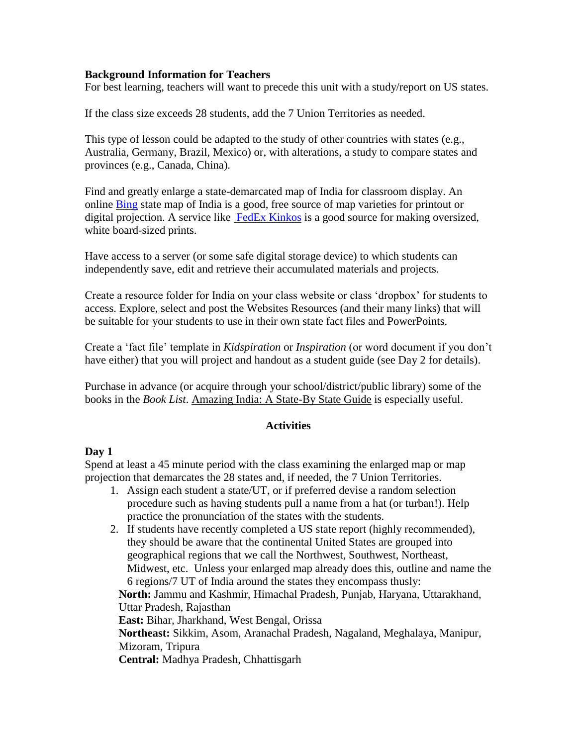**Background Information for Teachers**

For best learning, teachers will want to precede this unit with a study/report on US states.

If the class size exceeds 28 students, add the 7 Union Territories as needed.

This type of lesson could be adapted to the study of other countries with states (e.g., Australia, Germany, Brazil, Mexico) or, with alterations, a study to compare states and provinces (e.g., Canada, China).

Find and greatly enlarge a state-demarcated map of India for classroom display. An online Bing state map of India is a good, free source of map varieties for printout or digital projection. A service like FedEx Kinkos is a good source for making oversized, white board-sized prints.

Have access to a server (or some safe digital storage device) to which students can independently save, edit and retrieve their accumulated materials and projects.

Create a resource folder for India on your class website or class 'dropbox' for students to access. Explore, select and post the Websites Resources (and their many links) that will be suitable for your students to use in their own state fact files and PowerPoints.

Create a 'fact file' template in *Kidspiration* or *Inspiration* (or word document if you don't have either) that you will project and handout as a student guide (see Day 2 for details).

Purchase in advance (or acquire through your school/district/public library) some of the books in the *Book List*. Amazing India: A State-By State Guide is especially useful.

## Activities

**Day 1**

Spend at least a 45 minute period with the class examining the enlarged map or map projection that demarcates the 28 states and, if needed, the 7 Union Territories.

1. Assign each student a state/UT, or if preferred devise a random selection procedure such as having students pull a name from a hat (or turban!). Help practice the pronunciation of the states with the students.
2. If students have recently completed a US state report (highly recommended), they should be aware that the continental United States are grouped into geographical regions that we call the Northwest, Southwest, Northeast, Midwest, etc. Unless your enlarged map already does this, outline and name the 6 regions/7 UT of India around the states they encompass thusly:

   **North:** Jammu and Kashmir, Himachal Pradesh, Punjab, Haryana, Uttarakhand, Uttar Pradesh, Rajasthan

   **East:** Bihar, Jharkhand, West Bengal, Orissa

   **Northeast:** Sikkim, Asom, Aranachal Pradesh, Nagaland, Meghalaya, Manipur, Mizoram, Tripura

   **Central:** Madhya Pradesh, Chhattisgarh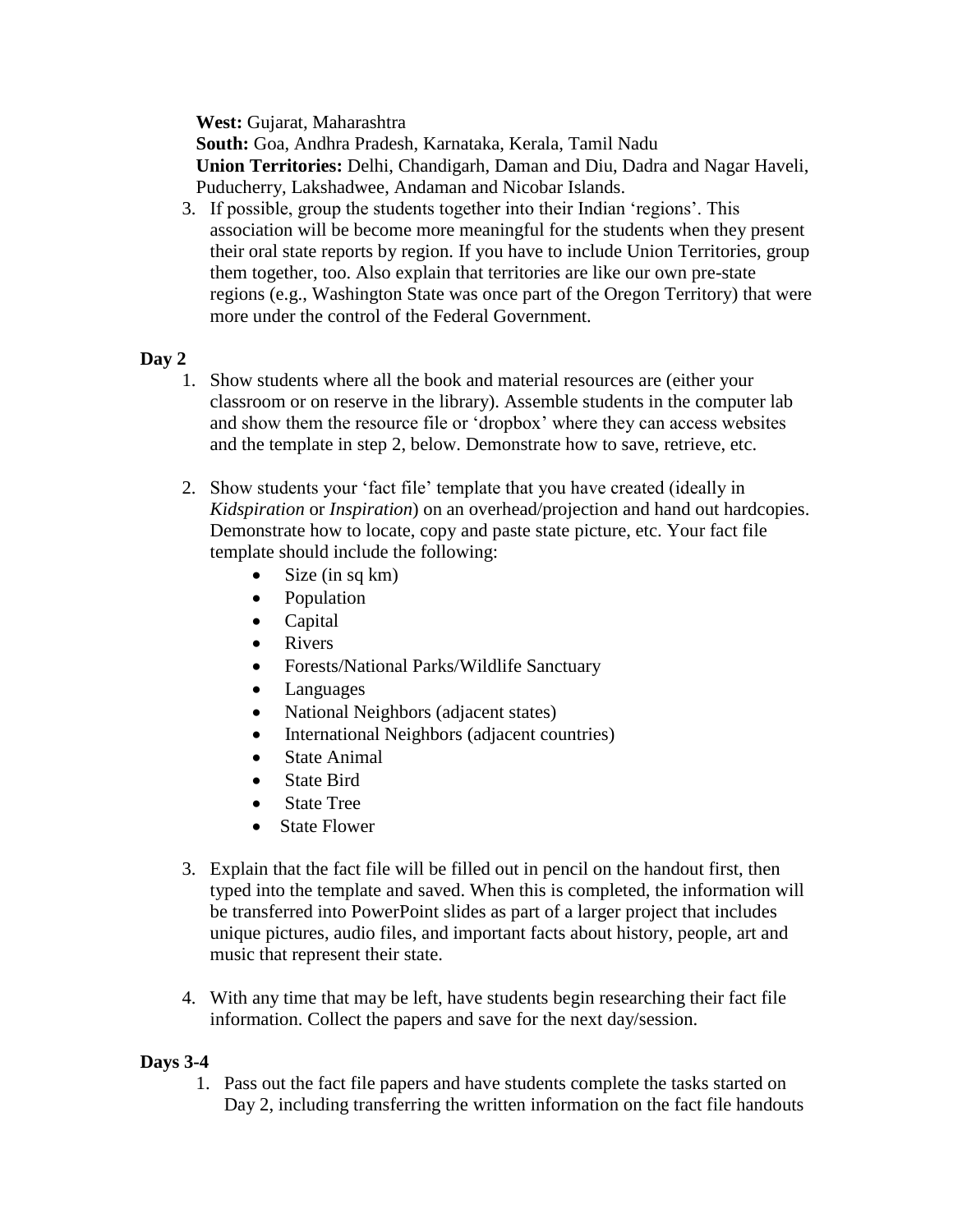**West:** Gujarat, Maharashtra
**South:** Goa, Andhra Pradesh, Karnataka, Kerala, Tamil Nadu
**Union Territories:** Delhi, Chandigarh, Daman and Diu, Dadra and Nagar Haveli, Puducherry, Lakshadwee, Andaman and Nicobar Islands.

3. If possible, group the students together into their Indian 'regions'. This association will be become more meaningful for the students when they present their oral state reports by region. If you have to include Union Territories, group them together, too. Also explain that territories are like our own pre-state regions (e.g., Washington State was once part of the Oregon Territory) that were more under the control of the Federal Government.

**Day 2**

1. Show students where all the book and material resources are (either your classroom or on reserve in the library). Assemble students in the computer lab and show them the resource file or 'dropbox' where they can access websites and the template in step 2, below. Demonstrate how to save, retrieve, etc.

2. Show students your 'fact file' template that you have created (ideally in *Kidspiration* or *Inspiration*) on an overhead/projection and hand out hardcopies. Demonstrate how to locate, copy and paste state picture, etc. Your fact file template should include the following:
   - Size (in sq km)
   - Population
   - Capital
   - Rivers
   - Forests/National Parks/Wildlife Sanctuary
   - Languages
   - National Neighbors (adjacent states)
   - International Neighbors (adjacent countries)
   - State Animal
   - State Bird
   - State Tree
   - State Flower

3. Explain that the fact file will be filled out in pencil on the handout first, then typed into the template and saved. When this is completed, the information will be transferred into PowerPoint slides as part of a larger project that includes unique pictures, audio files, and important facts about history, people, art and music that represent their state.

4. With any time that may be left, have students begin researching their fact file information. Collect the papers and save for the next day/session.

**Days 3-4**

1. Pass out the fact file papers and have students complete the tasks started on Day 2, including transferring the written information on the fact file handouts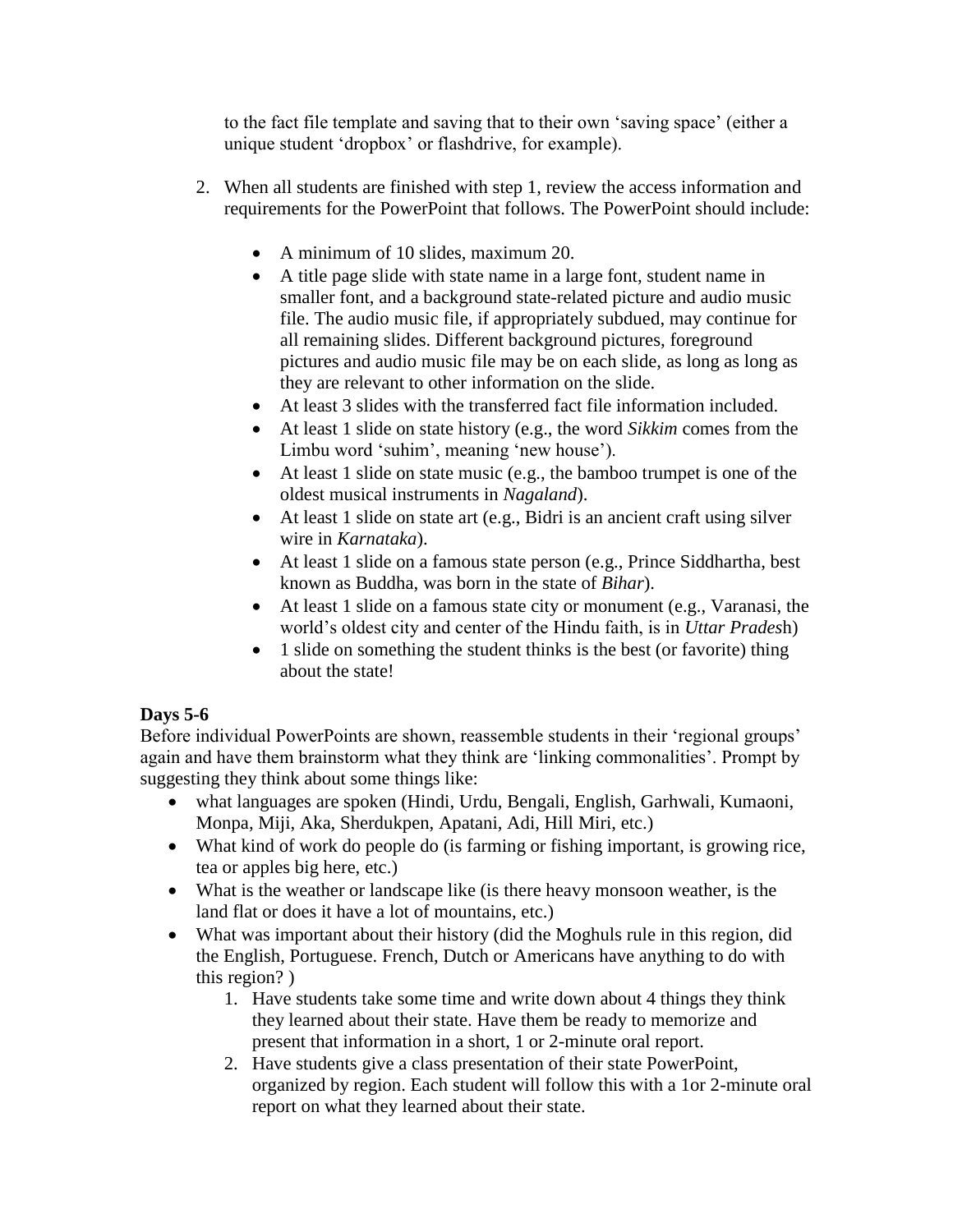to the fact file template and saving that to their own 'saving space' (either a unique student 'dropbox' or flashdrive, for example).

2. When all students are finished with step 1, review the access information and requirements for the PowerPoint that follows. The PowerPoint should include:

    - A minimum of 10 slides, maximum 20.
    - A title page slide with state name in a large font, student name in smaller font, and a background state-related picture and audio music file. The audio music file, if appropriately subdued, may continue for all remaining slides. Different background pictures, foreground pictures and audio music file may be on each slide, as long as long as they are relevant to other information on the slide.
    - At least 3 slides with the transferred fact file information included.
    - At least 1 slide on state history (e.g., the word *Sikkim* comes from the Limbu word 'suhim', meaning 'new house').
    - At least 1 slide on state music (e.g., the bamboo trumpet is one of the oldest musical instruments in *Nagaland*).
    - At least 1 slide on state art (e.g., Bidri is an ancient craft using silver wire in *Karnataka*).
    - At least 1 slide on a famous state person (e.g., Prince Siddhartha, best known as Buddha, was born in the state of *Bihar*).
    - At least 1 slide on a famous state city or monument (e.g., Varanasi, the world's oldest city and center of the Hindu faith, is in *Uttar Prades*h)
    - 1 slide on something the student thinks is the best (or favorite) thing about the state!

**Days 5-6**

Before individual PowerPoints are shown, reassemble students in their 'regional groups' again and have them brainstorm what they think are 'linking commonalities'. Prompt by suggesting they think about some things like:

- what languages are spoken (Hindi, Urdu, Bengali, English, Garhwali, Kumaoni, Monpa, Miji, Aka, Sherdukpen, Apatani, Adi, Hill Miri, etc.)
- What kind of work do people do (is farming or fishing important, is growing rice, tea or apples big here, etc.)
- What is the weather or landscape like (is there heavy monsoon weather, is the land flat or does it have a lot of mountains, etc.)
- What was important about their history (did the Moghuls rule in this region, did the English, Portuguese. French, Dutch or Americans have anything to do with this region? )
    1. Have students take some time and write down about 4 things they think they learned about their state. Have them be ready to memorize and present that information in a short, 1 or 2-minute oral report.
    2. Have students give a class presentation of their state PowerPoint, organized by region. Each student will follow this with a 1or 2-minute oral report on what they learned about their state.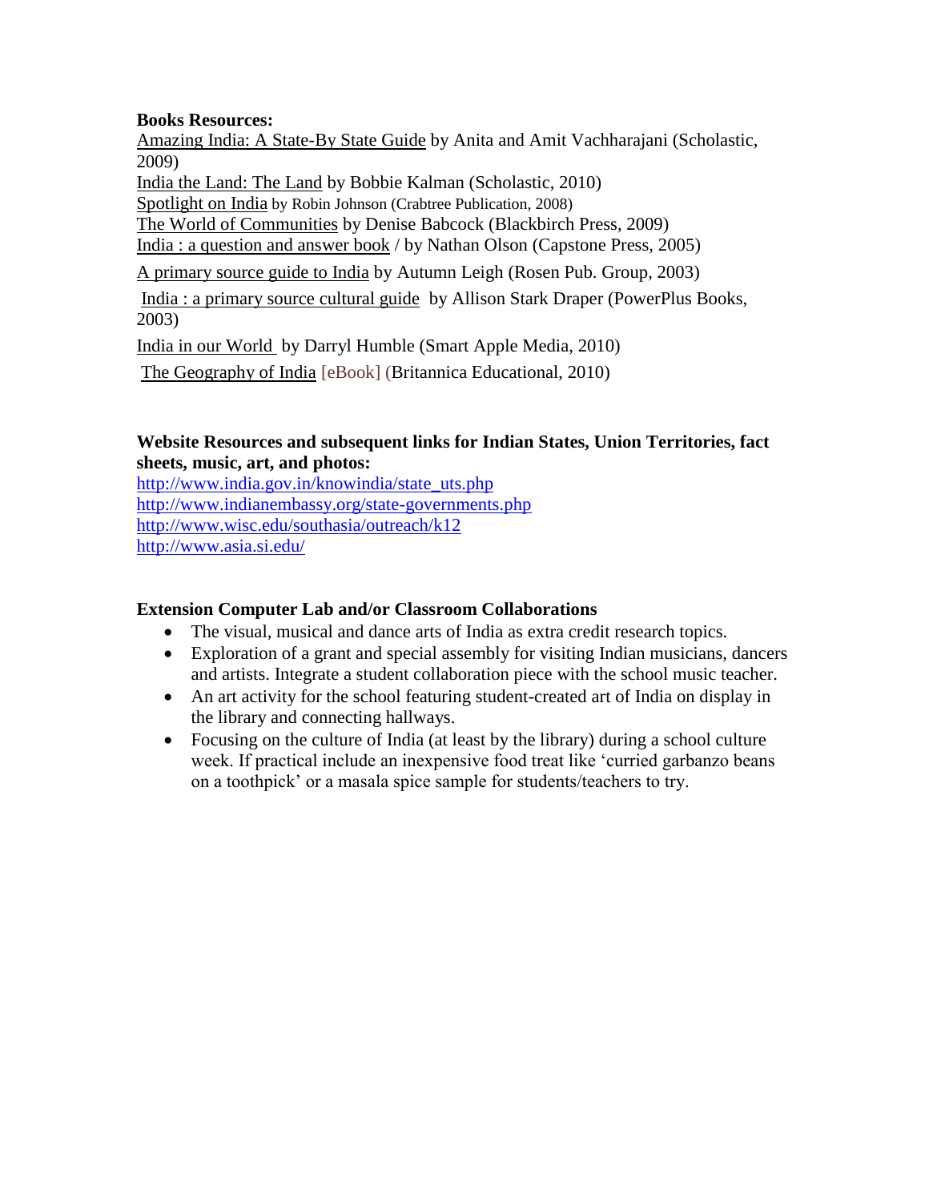**Books Resources:**

Amazing India: A State-By State Guide by Anita and Amit Vachharajani (Scholastic, 2009)
India the Land: The Land by Bobbie Kalman (Scholastic, 2010)
Spotlight on India by Robin Johnson (Crabtree Publication, 2008)
The World of Communities by Denise Babcock (Blackbirch Press, 2009)
India : a question and answer book / by Nathan Olson (Capstone Press, 2005)

A primary source guide to India by Autumn Leigh (Rosen Pub. Group, 2003)

India : a primary source cultural guide by Allison Stark Draper (PowerPlus Books, 2003)

India in our World by Darryl Humble (Smart Apple Media, 2010)

The Geography of India [eBook] (Britannica Educational, 2010)

**Website Resources and subsequent links for Indian States, Union Territories, fact sheets, music, art, and photos:**

http://www.india.gov.in/knowindia/state_uts.php
http://www.indianembassy.org/state-governments.php
http://www.wisc.edu/southasia/outreach/k12
http://www.asia.si.edu/

**Extension Computer Lab and/or Classroom Collaborations**

- The visual, musical and dance arts of India as extra credit research topics.
- Exploration of a grant and special assembly for visiting Indian musicians, dancers and artists. Integrate a student collaboration piece with the school music teacher.
- An art activity for the school featuring student-created art of India on display in the library and connecting hallways.
- Focusing on the culture of India (at least by the library) during a school culture week. If practical include an inexpensive food treat like 'curried garbanzo beans on a toothpick' or a masala spice sample for students/teachers to try.